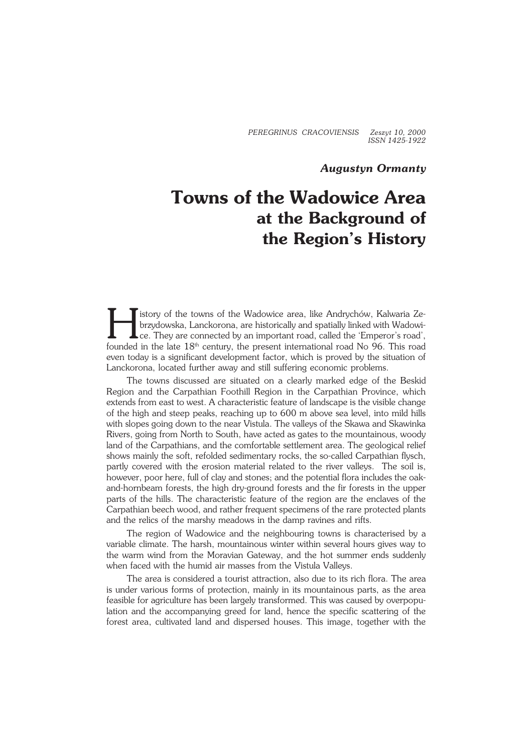*PEREGRINUS CRACOVIENSIS Zeszyt 10, 2000*
*ISSN 1425-1922*

***Augustyn Ormanty***

# Towns of the Wadowice Area at the Background of the Region's History

History of the towns of the Wadowice area, like Andrychów, Kalwaria Zebrzydowska, Lanckorona, are historically and spatially linked with Wadowice. They are connected by an important road, called the 'Emperor's road', founded in the late 18th century, the present international road No 96. This road even today is a significant development factor, which is proved by the situation of Lanckorona, located further away and still suffering economic problems.

The towns discussed are situated on a clearly marked edge of the Beskid Region and the Carpathian Foothill Region in the Carpathian Province, which extends from east to west. A characteristic feature of landscape is the visible change of the high and steep peaks, reaching up to 600 m above sea level, into mild hills with slopes going down to the near Vistula. The valleys of the Skawa and Skawinka Rivers, going from North to South, have acted as gates to the mountainous, woody land of the Carpathians, and the comfortable settlement area. The geological relief shows mainly the soft, refolded sedimentary rocks, the so-called Carpathian flysch, partly covered with the erosion material related to the river valleys. The soil is, however, poor here, full of clay and stones; and the potential flora includes the oak-and-hornbeam forests, the high dry-ground forests and the fir forests in the upper parts of the hills. The characteristic feature of the region are the enclaves of the Carpathian beech wood, and rather frequent specimens of the rare protected plants and the relics of the marshy meadows in the damp ravines and rifts.

The region of Wadowice and the neighbouring towns is characterised by a variable climate. The harsh, mountainous winter within several hours gives way to the warm wind from the Moravian Gateway, and the hot summer ends suddenly when faced with the humid air masses from the Vistula Valleys.

The area is considered a tourist attraction, also due to its rich flora. The area is under various forms of protection, mainly in its mountainous parts, as the area feasible for agriculture has been largely transformed. This was caused by overpopulation and the accompanying greed for land, hence the specific scattering of the forest area, cultivated land and dispersed houses. This image, together with the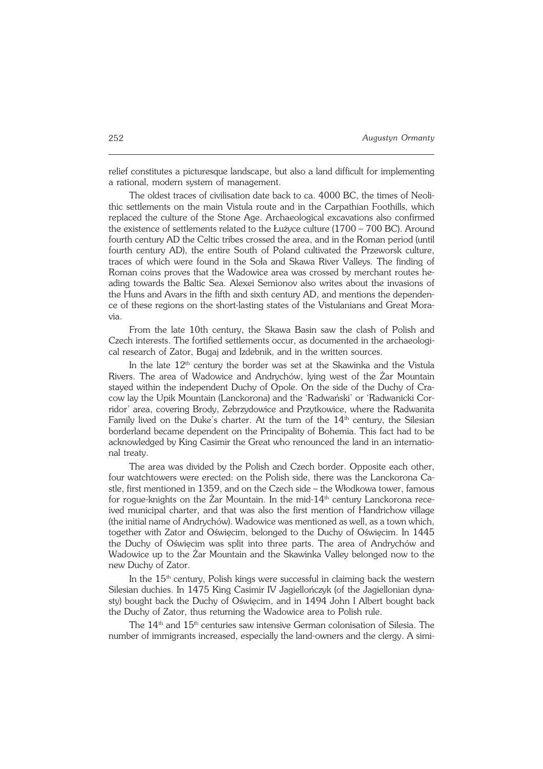relief constitutes a picturesque landscape, but also a land difficult for implementing a rational, modern system of management.

The oldest traces of civilisation date back to ca. 4000 BC, the times of Neolithic settlements on the main Vistula route and in the Carpathian Foothills, which replaced the culture of the Stone Age. Archaeological excavations also confirmed the existence of settlements related to the Łużyce culture (1700 – 700 BC). Around fourth century AD the Celtic tribes crossed the area, and in the Roman period (until fourth century AD), the entire South of Poland cultivated the Przeworsk culture, traces of which were found in the Soła and Skawa River Valleys. The finding of Roman coins proves that the Wadowice area was crossed by merchant routes heading towards the Baltic Sea. Alexei Semionov also writes about the invasions of the Huns and Avars in the fifth and sixth century AD, and mentions the dependence of these regions on the short-lasting states of the Vistulanians and Great Moravia.

From the late 10th century, the Skawa Basin saw the clash of Polish and Czech interests. The fortified settlements occur, as documented in the archaeological research of Zator, Bugaj and Izdebnik, and in the written sources.

In the late 12th century the border was set at the Skawinka and the Vistula Rivers. The area of Wadowice and Andrychów, lying west of the Żar Mountain stayed within the independent Duchy of Opole. On the side of the Duchy of Cracow lay the Upik Mountain (Lanckorona) and the 'Radwański' or 'Radwanicki Corridor' area, covering Brody, Zebrzydowice and Przytkowice, where the Radwanita Family lived on the Duke's charter. At the turn of the 14th century, the Silesian borderland became dependent on the Principality of Bohemia. This fact had to be acknowledged by King Casimir the Great who renounced the land in an international treaty.

The area was divided by the Polish and Czech border. Opposite each other, four watchtowers were erected: on the Polish side, there was the Lanckorona Castle, first mentioned in 1359, and on the Czech side – the Włodkowa tower, famous for rogue-knights on the Żar Mountain. In the mid-14th century Lanckorona received municipal charter, and that was also the first mention of Handrichow village (the initial name of Andrychów). Wadowice was mentioned as well, as a town which, together with Zator and Oświęcim, belonged to the Duchy of Oświęcim. In 1445 the Duchy of Oświęcim was split into three parts. The area of Andrychów and Wadowice up to the Żar Mountain and the Skawinka Valley belonged now to the new Duchy of Zator.

In the 15th century, Polish kings were successful in claiming back the western Silesian duchies. In 1475 King Casimir IV Jagiellończyk (of the Jagiellonian dynasty) bought back the Duchy of Oświęcim, and in 1494 John I Albert bought back the Duchy of Zator, thus returning the Wadowice area to Polish rule.

The 14th and 15th centuries saw intensive German colonisation of Silesia. The number of immigrants increased, especially the land-owners and the clergy. A simi-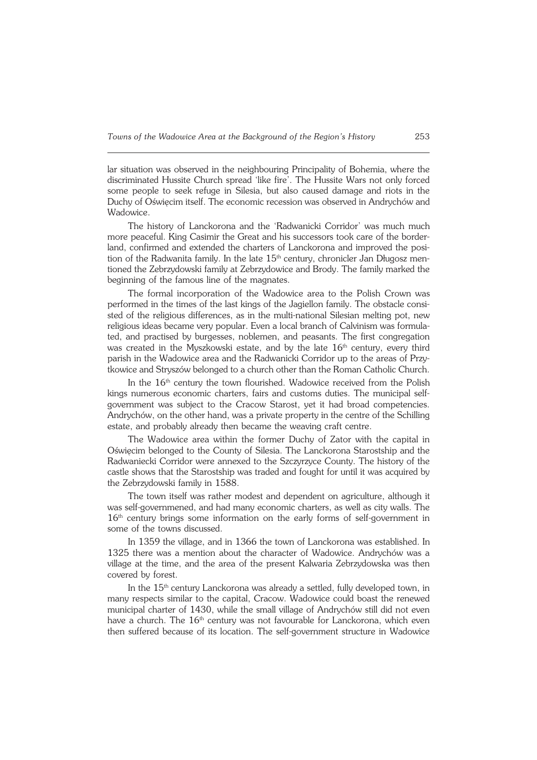lar situation was observed in the neighbouring Principality of Bohemia, where the discriminated Hussite Church spread 'like fire'. The Hussite Wars not only forced some people to seek refuge in Silesia, but also caused damage and riots in the Duchy of Oświęcim itself. The economic recession was observed in Andrychów and Wadowice.

The history of Lanckorona and the 'Radwanicki Corridor' was much much more peaceful. King Casimir the Great and his successors took care of the borderland, confirmed and extended the charters of Lanckorona and improved the position of the Radwanita family. In the late 15th century, chronicler Jan Długosz mentioned the Zebrzydowski family at Zebrzydowice and Brody. The family marked the beginning of the famous line of the magnates.

The formal incorporation of the Wadowice area to the Polish Crown was performed in the times of the last kings of the Jagiellon family. The obstacle consisted of the religious differences, as in the multi-national Silesian melting pot, new religious ideas became very popular. Even a local branch of Calvinism was formulated, and practised by burgesses, noblemen, and peasants. The first congregation was created in the Myszkowski estate, and by the late 16th century, every third parish in the Wadowice area and the Radwanicki Corridor up to the areas of Przytkowice and Stryszów belonged to a church other than the Roman Catholic Church.

In the 16th century the town flourished. Wadowice received from the Polish kings numerous economic charters, fairs and customs duties. The municipal self-government was subject to the Cracow Starost, yet it had broad competencies. Andrychów, on the other hand, was a private property in the centre of the Schilling estate, and probably already then became the weaving craft centre.

The Wadowice area within the former Duchy of Zator with the capital in Oświęcim belonged to the County of Silesia. The Lanckorona Starostship and the Radwaniecki Corridor were annexed to the Szczyrzyce County. The history of the castle shows that the Starostship was traded and fought for until it was acquired by the Zebrzydowski family in 1588.

The town itself was rather modest and dependent on agriculture, although it was self-governmened, and had many economic charters, as well as city walls. The 16th century brings some information on the early forms of self-government in some of the towns discussed.

In 1359 the village, and in 1366 the town of Lanckorona was established. In 1325 there was a mention about the character of Wadowice. Andrychów was a village at the time, and the area of the present Kalwaria Zebrzydowska was then covered by forest.

In the 15th century Lanckorona was already a settled, fully developed town, in many respects similar to the capital, Cracow. Wadowice could boast the renewed municipal charter of 1430, while the small village of Andrychów still did not even have a church. The 16th century was not favourable for Lanckorona, which even then suffered because of its location. The self-government structure in Wadowice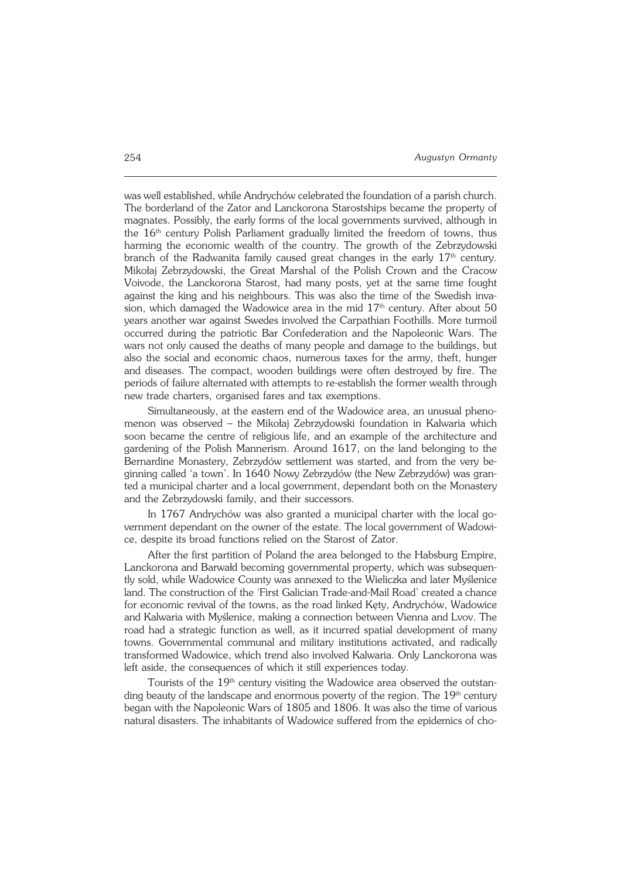was well established, while Andrychów celebrated the foundation of a parish church. The borderland of the Zator and Lanckorona Starostships became the property of magnates. Possibly, the early forms of the local governments survived, although in the 16th century Polish Parliament gradually limited the freedom of towns, thus harming the economic wealth of the country. The growth of the Zebrzydowski branch of the Radwanita family caused great changes in the early 17th century. Mikołaj Zebrzydowski, the Great Marshal of the Polish Crown and the Cracow Voivode, the Lanckorona Starost, had many posts, yet at the same time fought against the king and his neighbours. This was also the time of the Swedish invasion, which damaged the Wadowice area in the mid 17th century. After about 50 years another war against Swedes involved the Carpathian Foothills. More turmoil occurred during the patriotic Bar Confederation and the Napoleonic Wars. The wars not only caused the deaths of many people and damage to the buildings, but also the social and economic chaos, numerous taxes for the army, theft, hunger and diseases. The compact, wooden buildings were often destroyed by fire. The periods of failure alternated with attempts to re-establish the former wealth through new trade charters, organised fares and tax exemptions.

Simultaneously, at the eastern end of the Wadowice area, an unusual phenomenon was observed – the Mikołaj Zebrzydowski foundation in Kalwaria which soon became the centre of religious life, and an example of the architecture and gardening of the Polish Mannerism. Around 1617, on the land belonging to the Bernardine Monastery, Zebrzydów settlement was started, and from the very beginning called 'a town'. In 1640 Nowy Zebrzydów (the New Zebrzydów) was granted a municipal charter and a local government, dependant both on the Monastery and the Zebrzydowski family, and their successors.

In 1767 Andrychów was also granted a municipal charter with the local government dependant on the owner of the estate. The local government of Wadowice, despite its broad functions relied on the Starost of Zator.

After the first partition of Poland the area belonged to the Habsburg Empire, Lanckorona and Barwałd becoming governmental property, which was subsequently sold, while Wadowice County was annexed to the Wieliczka and later Myślenice land. The construction of the 'First Galician Trade-and-Mail Road' created a chance for economic revival of the towns, as the road linked Kęty, Andrychów, Wadowice and Kalwaria with Myślenice, making a connection between Vienna and Lvov. The road had a strategic function as well, as it incurred spatial development of many towns. Governmental communal and military institutions activated, and radically transformed Wadowice, which trend also involved Kalwaria. Only Lanckorona was left aside, the consequences of which it still experiences today.

Tourists of the 19th century visiting the Wadowice area observed the outstanding beauty of the landscape and enormous poverty of the region. The 19th century began with the Napoleonic Wars of 1805 and 1806. It was also the time of various natural disasters. The inhabitants of Wadowice suffered from the epidemics of cho-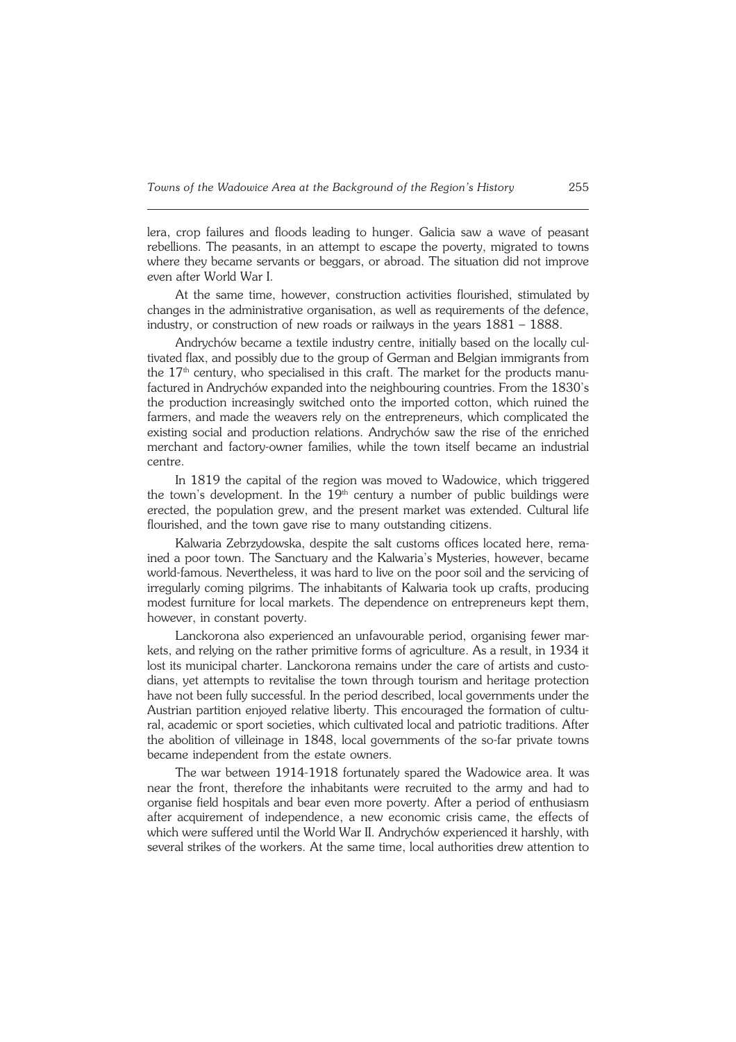lera, crop failures and floods leading to hunger. Galicia saw a wave of peasant rebellions. The peasants, in an attempt to escape the poverty, migrated to towns where they became servants or beggars, or abroad. The situation did not improve even after World War I.

At the same time, however, construction activities flourished, stimulated by changes in the administrative organisation, as well as requirements of the defence, industry, or construction of new roads or railways in the years 1881 – 1888.

Andrychów became a textile industry centre, initially based on the locally cultivated flax, and possibly due to the group of German and Belgian immigrants from the 17th century, who specialised in this craft. The market for the products manufactured in Andrychów expanded into the neighbouring countries. From the 1830's the production increasingly switched onto the imported cotton, which ruined the farmers, and made the weavers rely on the entrepreneurs, which complicated the existing social and production relations. Andrychów saw the rise of the enriched merchant and factory-owner families, while the town itself became an industrial centre.

In 1819 the capital of the region was moved to Wadowice, which triggered the town's development. In the 19th century a number of public buildings were erected, the population grew, and the present market was extended. Cultural life flourished, and the town gave rise to many outstanding citizens.

Kalwaria Zebrzydowska, despite the salt customs offices located here, remained a poor town. The Sanctuary and the Kalwaria's Mysteries, however, became world-famous. Nevertheless, it was hard to live on the poor soil and the servicing of irregularly coming pilgrims. The inhabitants of Kalwaria took up crafts, producing modest furniture for local markets. The dependence on entrepreneurs kept them, however, in constant poverty.

Lanckorona also experienced an unfavourable period, organising fewer markets, and relying on the rather primitive forms of agriculture. As a result, in 1934 it lost its municipal charter. Lanckorona remains under the care of artists and custodians, yet attempts to revitalise the town through tourism and heritage protection have not been fully successful. In the period described, local governments under the Austrian partition enjoyed relative liberty. This encouraged the formation of cultural, academic or sport societies, which cultivated local and patriotic traditions. After the abolition of villeinage in 1848, local governments of the so-far private towns became independent from the estate owners.

The war between 1914-1918 fortunately spared the Wadowice area. It was near the front, therefore the inhabitants were recruited to the army and had to organise field hospitals and bear even more poverty. After a period of enthusiasm after acquirement of independence, a new economic crisis came, the effects of which were suffered until the World War II. Andrychów experienced it harshly, with several strikes of the workers. At the same time, local authorities drew attention to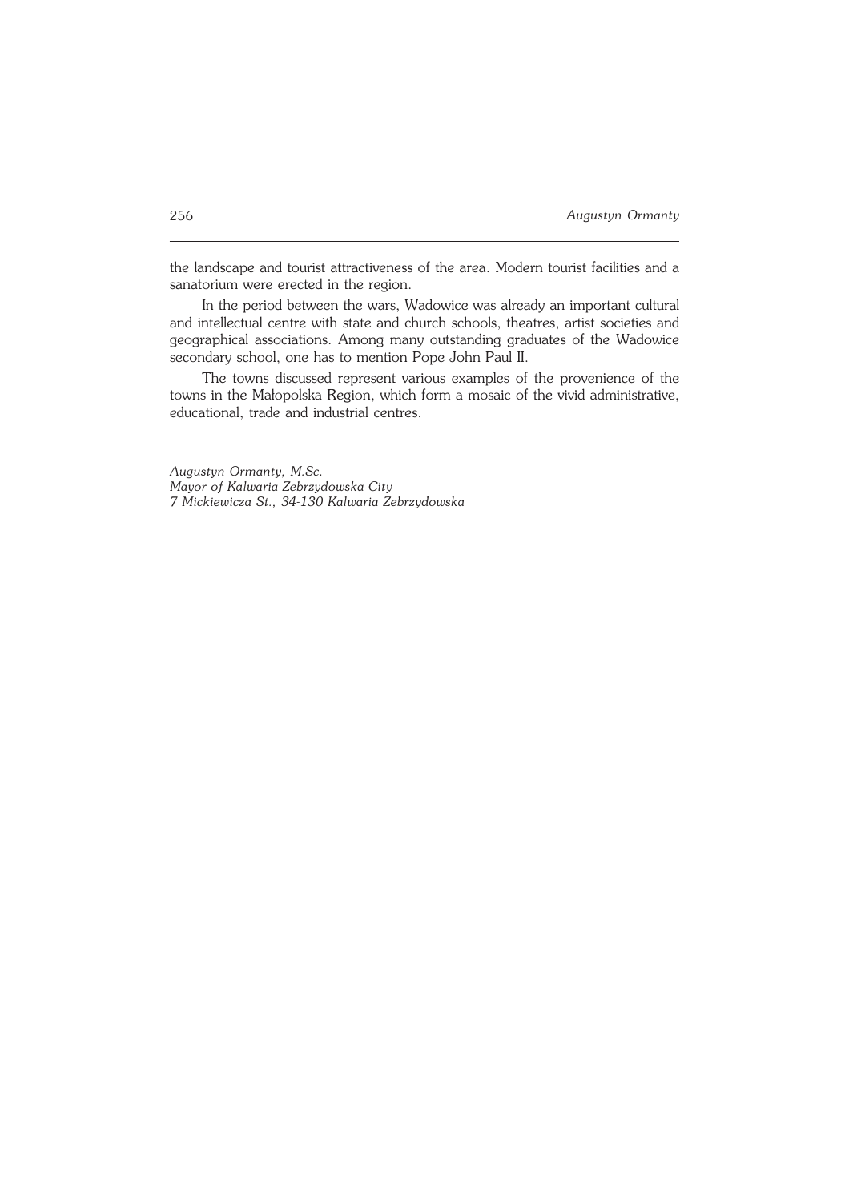the landscape and tourist attractiveness of the area. Modern tourist facilities and a sanatorium were erected in the region.

In the period between the wars, Wadowice was already an important cultural and intellectual centre with state and church schools, theatres, artist societies and geographical associations. Among many outstanding graduates of the Wadowice secondary school, one has to mention Pope John Paul II.

The towns discussed represent various examples of the provenience of the towns in the Małopolska Region, which form a mosaic of the vivid administrative, educational, trade and industrial centres.

*Augustyn Ormanty, M.Sc.*
*Mayor of Kalwaria Zebrzydowska City*
*7 Mickiewicza St., 34-130 Kalwaria Zebrzydowska*